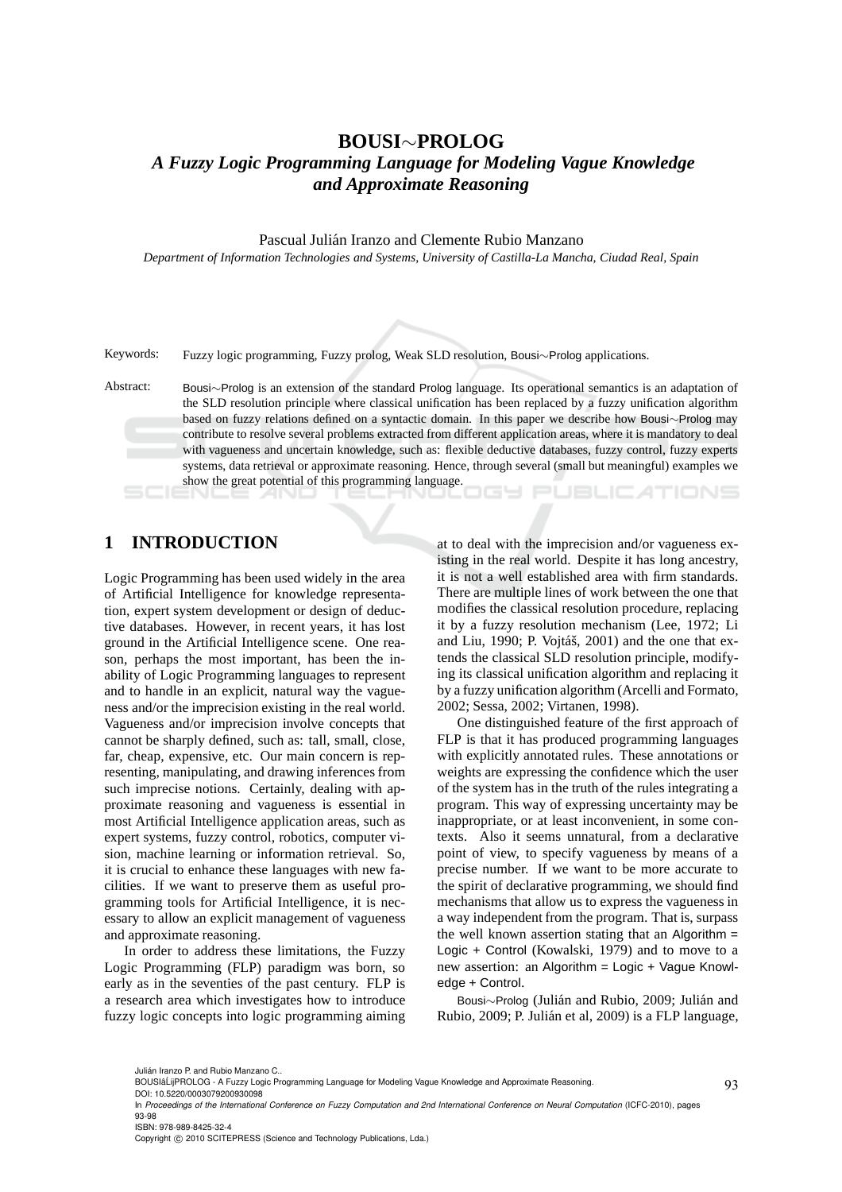# BOUSI∼PROLOG

## *A Fuzzy Logic Programming Language for Modeling Vague Knowledge and Approximate Reasoning*

Pascual Julián Iranzo and Clemente Rubio Manzano

*Department of Information Technologies and Systems, University of Castilla-La Mancha, Ciudad Real, Spain*

Keywords: Fuzzy logic programming, Fuzzy prolog, Weak SLD resolution, Bousi∼Prolog applications.

Abstract: Bousi∼Prolog is an extension of the standard Prolog language. Its operational semantics is an adaptation of the SLD resolution principle where classical unification has been replaced by a fuzzy unification algorithm based on fuzzy relations defined on a syntactic domain. In this paper we describe how Bousi∼Prolog may contribute to resolve several problems extracted from different application areas, where it is mandatory to deal with vagueness and uncertain knowledge, such as: flexible deductive databases, fuzzy control, fuzzy experts systems, data retrieval or approximate reasoning. Hence, through several (small but meaningful) examples we show the great potential of this programming language.

## 1 INTRODUCTION

Logic Programming has been used widely in the area of Artificial Intelligence for knowledge representation, expert system development or design of deductive databases. However, in recent years, it has lost ground in the Artificial Intelligence scene. One reason, perhaps the most important, has been the inability of Logic Programming languages to represent and to handle in an explicit, natural way the vagueness and/or the imprecision existing in the real world. Vagueness and/or imprecision involve concepts that cannot be sharply defined, such as: tall, small, close, far, cheap, expensive, etc. Our main concern is representing, manipulating, and drawing inferences from such imprecise notions. Certainly, dealing with approximate reasoning and vagueness is essential in most Artificial Intelligence application areas, such as expert systems, fuzzy control, robotics, computer vision, machine learning or information retrieval. So, it is crucial to enhance these languages with new facilities. If we want to preserve them as useful programming tools for Artificial Intelligence, it is necessary to allow an explicit management of vagueness and approximate reasoning.

In order to address these limitations, the Fuzzy Logic Programming (FLP) paradigm was born, so early as in the seventies of the past century. FLP is a research area which investigates how to introduce fuzzy logic concepts into logic programming aiming at to deal with the imprecision and/or vagueness existing in the real world. Despite it has long ancestry, it is not a well established area with firm standards. There are multiple lines of work between the one that modifies the classical resolution procedure, replacing it by a fuzzy resolution mechanism (Lee, 1972; Li and Liu, 1990; P. Vojtáš, 2001) and the one that extends the classical SLD resolution principle, modifying its classical unification algorithm and replacing it by a fuzzy unification algorithm (Arcelli and Formato, 2002; Sessa, 2002; Virtanen, 1998).

One distinguished feature of the first approach of FLP is that it has produced programming languages with explicitly annotated rules. These annotations or weights are expressing the confidence which the user of the system has in the truth of the rules integrating a program. This way of expressing uncertainty may be inappropriate, or at least inconvenient, in some contexts. Also it seems unnatural, from a declarative point of view, to specify vagueness by means of a precise number. If we want to be more accurate to the spirit of declarative programming, we should find mechanisms that allow us to express the vagueness in a way independent from the program. That is, surpass the well known assertion stating that an Algorithm = Logic + Control (Kowalski, 1979) and to move to a new assertion: an Algorithm = Logic + Vague Knowledge + Control.

Bousi∼Prolog (Julián and Rubio, 2009; Julián and Rubio, 2009; P. Julián et al, 2009) is a FLP language,

Julián Iranzo P. and Rubio Manzano C..
BOUSIâĹijPROLOG - A Fuzzy Logic Programming Language for Modeling Vague Knowledge and Approximate Reasoning.
DOI: 10.5220/0003079200930098
In *Proceedings of the International Conference on Fuzzy Computation and 2nd International Conference on Neural Computation* (ICFC-2010), pages 93-98
ISBN: 978-989-8425-32-4
Copyright © 2010 SCITEPRESS (Science and Technology Publications, Lda.)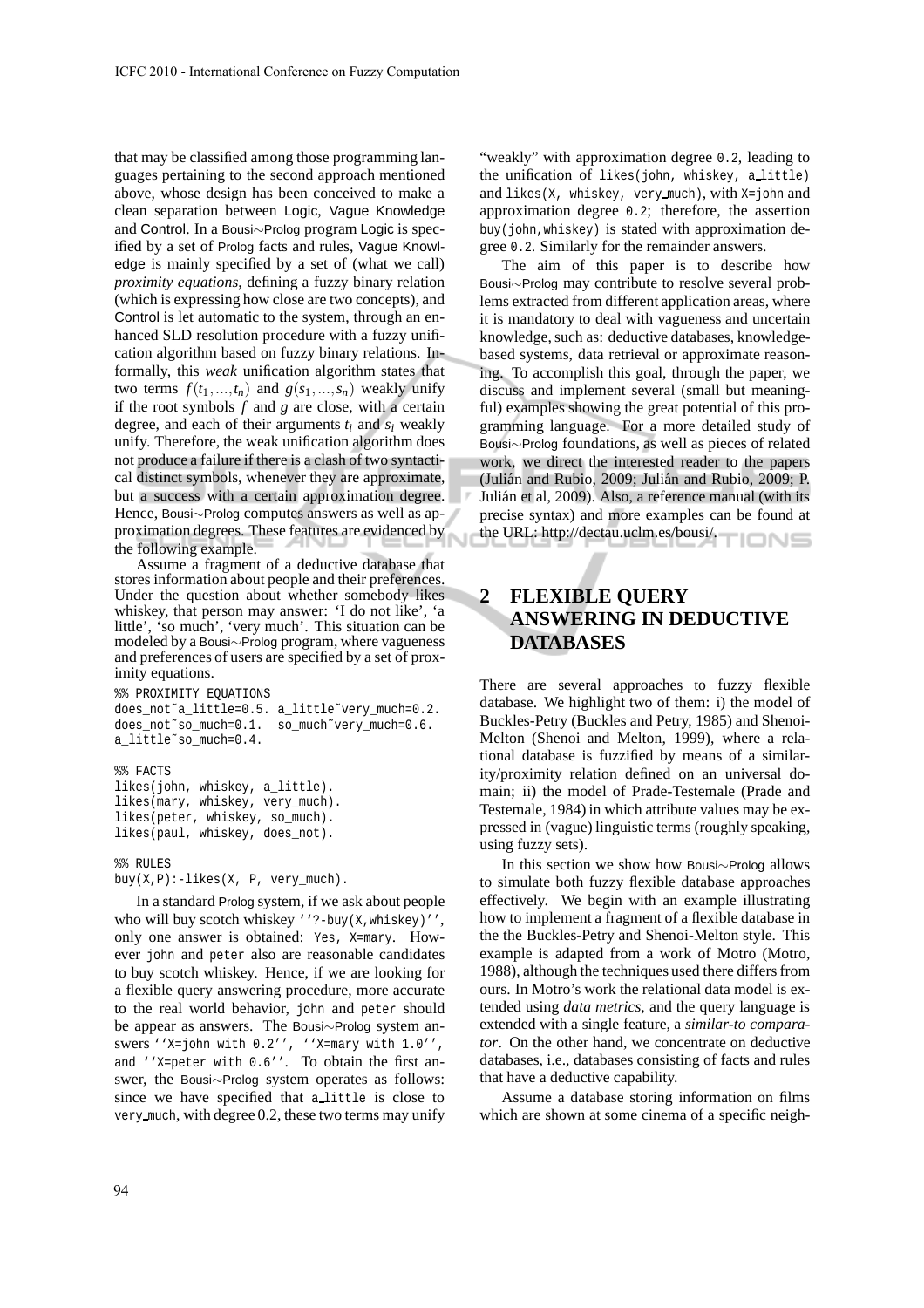that may be classified among those programming languages pertaining to the second approach mentioned above, whose design has been conceived to make a clean separation between Logic, Vague Knowledge and Control. In a Bousi∼Prolog program Logic is specified by a set of Prolog facts and rules, Vague Knowledge is mainly specified by a set of (what we call) *proximity equations*, defining a fuzzy binary relation (which is expressing how close are two concepts), and Control is let automatic to the system, through an enhanced SLD resolution procedure with a fuzzy unification algorithm based on fuzzy binary relations. Informally, this *weak* unification algorithm states that two terms $f(t_1,...,t_n)$ and $g(s_1,...,s_n)$ weakly unify if the root symbols $f$ and $g$ are close, with a certain degree, and each of their arguments $t_i$ and $s_i$ weakly unify. Therefore, the weak unification algorithm does not produce a failure if there is a clash of two syntactical distinct symbols, whenever they are approximate, but a success with a certain approximation degree. Hence, Bousi∼Prolog computes answers as well as approximation degrees. These features are evidenced by the following example.

Assume a fragment of a deductive database that stores information about people and their preferences. Under the question about whether somebody likes whiskey, that person may answer: 'I do not like', 'a little', 'so much', 'very much'. This situation can be modeled by a Bousi∼Prolog program, where vagueness and preferences of users are specified by a set of proximity equations.

```
%% PROXIMITY EQUATIONS
does_not~a_little=0.5. a_little~very_much=0.2.
does_not~so_much=0.1.  so_much~very_much=0.6.
a_little~so_much=0.4.

%% FACTS
likes(john, whiskey, a_little).
likes(mary, whiskey, very_much).
likes(peter, whiskey, so_much).
likes(paul, whiskey, does_not).

%% RULES
buy(X,P):-likes(X, P, very_much).
```

In a standard Prolog system, if we ask about people who will buy scotch whiskey ''?-buy(X,whiskey)'', only one answer is obtained: Yes, X=mary. However john and peter also are reasonable candidates to buy scotch whiskey. Hence, if we are looking for a flexible query answering procedure, more accurate to the real world behavior, john and peter should be appear as answers. The Bousi∼Prolog system answers ''X=john with 0.2'', ''X=mary with 1.0'', and ''X=peter with 0.6''. To obtain the first answer, the Bousi∼Prolog system operates as follows: since we have specified that a_little is close to very_much, with degree 0.2, these two terms may unify "weakly" with approximation degree 0.2, leading to the unification of likes(john, whiskey, a_little) and likes(X, whiskey, very_much), with X=john and approximation degree 0.2; therefore, the assertion buy(john,whiskey) is stated with approximation degree 0.2. Similarly for the remainder answers.

The aim of this paper is to describe how Bousi∼Prolog may contribute to resolve several problems extracted from different application areas, where it is mandatory to deal with vagueness and uncertain knowledge, such as: deductive databases, knowledge-based systems, data retrieval or approximate reasoning. To accomplish this goal, through the paper, we discuss and implement several (small but meaningful) examples showing the great potential of this programming language. For a more detailed study of Bousi∼Prolog foundations, as well as pieces of related work, we direct the interested reader to the papers (Julián and Rubio, 2009; Julián and Rubio, 2009; P. Julián et al, 2009). Also, a reference manual (with its precise syntax) and more examples can be found at the URL: http://dectau.uclm.es/bousi/.

## 2 FLEXIBLE QUERY ANSWERING IN DEDUCTIVE DATABASES

There are several approaches to fuzzy flexible database. We highlight two of them: i) the model of Buckles-Petry (Buckles and Petry, 1985) and Shenoi-Melton (Shenoi and Melton, 1999), where a relational database is fuzzified by means of a similarity/proximity relation defined on an universal domain; ii) the model of Prade-Testemale (Prade and Testemale, 1984) in which attribute values may be expressed in (vague) linguistic terms (roughly speaking, using fuzzy sets).

In this section we show how Bousi∼Prolog allows to simulate both fuzzy flexible database approaches effectively. We begin with an example illustrating how to implement a fragment of a flexible database in the the Buckles-Petry and Shenoi-Melton style. This example is adapted from a work of Motro (Motro, 1988), although the techniques used there differs from ours. In Motro's work the relational data model is extended using *data metrics*, and the query language is extended with a single feature, a *similar-to comparator*. On the other hand, we concentrate on deductive databases, i.e., databases consisting of facts and rules that have a deductive capability.

Assume a database storing information on films which are shown at some cinema of a specific neigh-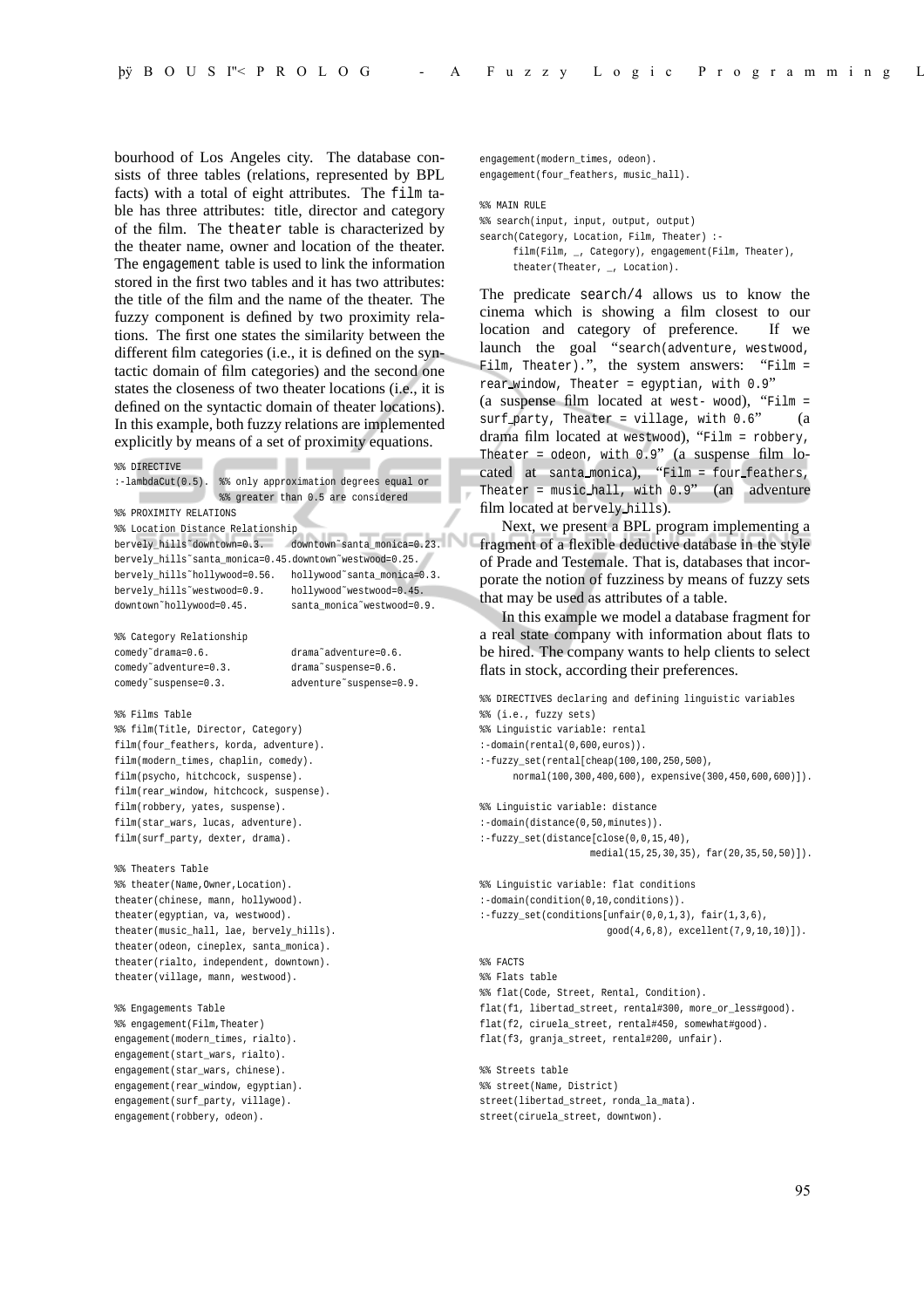bourhood of Los Angeles city. The database consists of three tables (relations, represented by BPL facts) with a total of eight attributes. The `film` table has three attributes: title, director and category of the film. The `theater` table is characterized by the theater name, owner and location of the theater. The `engagement` table is used to link the information stored in the first two tables and it has two attributes: the title of the film and the name of the theater. The fuzzy component is defined by two proximity relations. The first one states the similarity between the different film categories (i.e., it is defined on the syntactic domain of film categories) and the second one states the closeness of two theater locations (i.e., it is defined on the syntactic domain of theater locations). In this example, both fuzzy relations are implemented explicitly by means of a set of proximity equations.

```
%% DIRECTIVE
:-lambdaCut(0.5).  %% only approximation degrees equal or
                   %% greater than 0.5 are considered
%% PROXIMITY RELATIONS
%% Location Distance Relationship
bervely_hills~downtown=0.3.      downtown~santa_monica=0.23.
bervely_hills~santa_monica=0.45.downtown~westwood=0.25.
bervely_hills~hollywood=0.56.    hollywood~santa_monica=0.3.
bervely_hills~westwood=0.9.      hollywood~westwood=0.45.
downtown~hollywood=0.45.         santa_monica~westwood=0.9.

%% Category Relationship
comedy~drama=0.6.                drama~adventure=0.6.
comedy~adventure=0.3.            drama~suspense=0.6.
comedy~suspense=0.3.             adventure~suspense=0.9.

%% Films Table
%% film(Title, Director, Category)
film(four_feathers, korda, adventure).
film(modern_times, chaplin, comedy).
film(psycho, hitchcock, suspense).
film(rear_window, hitchcock, suspense).
film(robbery, yates, suspense).
film(star_wars, lucas, adventure).
film(surf_party, dexter, drama).

%% Theaters Table
%% theater(Name,Owner,Location).
theater(chinese, mann, hollywood).
theater(egyptian, va, westwood).
theater(music_hall, lae, bervely_hills).
theater(odeon, cineplex, santa_monica).
theater(rialto, independent, downtown).
theater(village, mann, westwood).

%% Engagements Table
%% engagement(Film,Theater)
engagement(modern_times, rialto).
engagement(start_wars, rialto).
engagement(star_wars, chinese).
engagement(rear_window, egyptian).
engagement(surf_party, village).
engagement(robbery, odeon).
engagement(modern_times, odeon).
engagement(four_feathers, music_hall).

%% MAIN RULE
%% search(input, input, output, output)
search(Category, Location, Film, Theater) :-
     film(Film, _, Category), engagement(Film, Theater),
     theater(Theater, _, Location).
```

The predicate `search/4` allows us to know the cinema which is showing a film closest to our location and category of preference. If we launch the goal "`search(adventure, westwood, Film, Theater).`", the system answers: "`Film = rear_window, Theater = egyptian, with 0.9`" (a suspense film located at west- wood), "`Film = surf_party, Theater = village, with 0.6`" (a drama film located at westwood), "`Film = robbery, Theater = odeon, with 0.9`" (a suspense film located at santa_monica), "`Film = four_feathers, Theater = music_hall, with 0.9`" (an adventure film located at `bervely_hills`).

Next, we present a BPL program implementing a fragment of a flexible deductive database in the style of Prade and Testemale. That is, databases that incorporate the notion of fuzziness by means of fuzzy sets that may be used as attributes of a table.

In this example we model a database fragment for a real state company with information about flats to be hired. The company wants to help clients to select flats in stock, according their preferences.

```
%% DIRECTIVES declaring and defining linguistic variables
%% (i.e., fuzzy sets)
%% Linguistic variable: rental
:-domain(rental(0,600,euros)).
:-fuzzy_set(rental[cheap(100,100,250,500),
     normal(100,300,400,600), expensive(300,450,600,600)]).

%% Linguistic variable: distance
:-domain(distance(0,50,minutes)).
:-fuzzy_set(distance[close(0,0,15,40),
                 medial(15,25,30,35), far(20,35,50,50)]).

%% Linguistic variable: flat conditions
:-domain(condition(0,10,conditions)).
:-fuzzy_set(conditions[unfair(0,0,1,3), fair(1,3,6),
                   good(4,6,8), excellent(7,9,10,10)]).

%% FACTS
%% Flats table
%% flat(Code, Street, Rental, Condition).
flat(f1, libertad_street, rental#300, more_or_less#good).
flat(f2, ciruela_street, rental#450, somewhat#good).
flat(f3, granja_street, rental#200, unfair).

%% Streets table
%% street(Name, District)
street(libertad_street, ronda_la_mata).
street(ciruela_street, downtwon).
```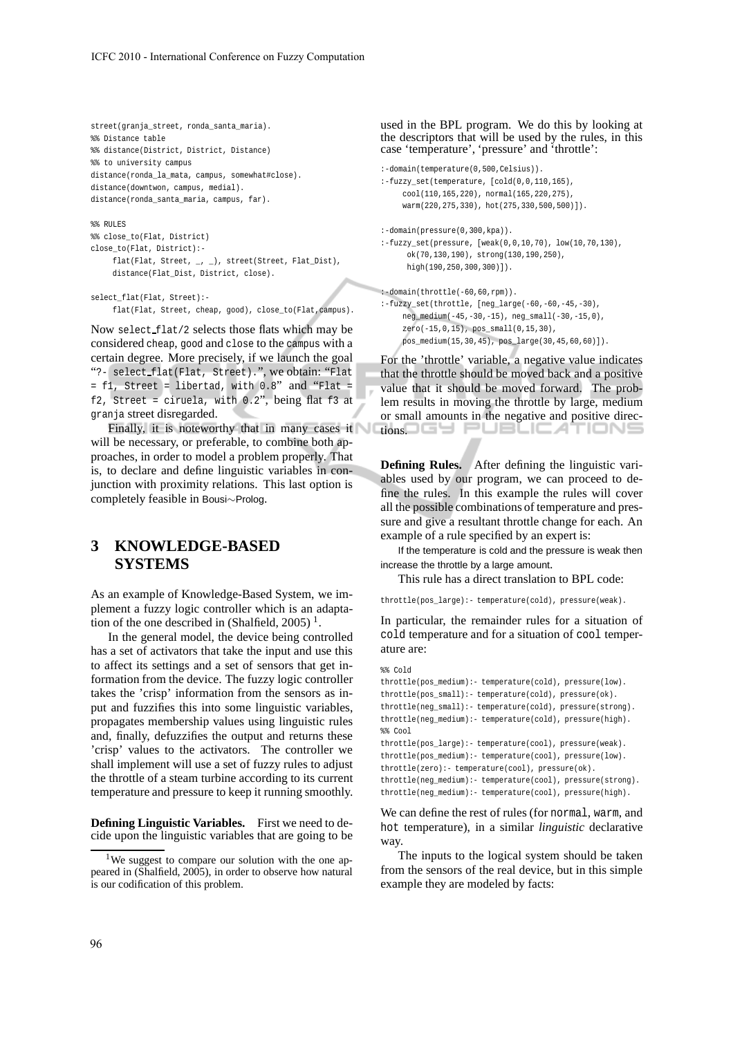```
street(granja_street, ronda_santa_maria).
%% Distance table
%% distance(District, District, Distance)
%% to university campus
distance(ronda_la_mata, campus, somewhat#close).
distance(downtwon, campus, medial).
distance(ronda_santa_maria, campus, far).

%% RULES
%% close_to(Flat, District)
close_to(Flat, District):-
     flat(Flat, Street, _, _), street(Street, Flat_Dist),
     distance(Flat_Dist, District, close).

select_flat(Flat, Street):-
     flat(Flat, Street, cheap, good), close_to(Flat,campus).
```

Now `select_flat/2` selects those flats which may be considered `cheap`, `good` and `close` to the `campus` with a certain degree. More precisely, if we launch the goal "`?- select_flat(Flat, Street).`", we obtain: "`Flat = f1, Street = libertad, with 0.8`" and "`Flat = f2, Street = ciruela, with 0.2`", being flat `f3` at `granja` street disregarded.

Finally, it is noteworthy that in many cases it will be necessary, or preferable, to combine both approaches, in order to model a problem properly. That is, to declare and define linguistic variables in conjunction with proximity relations. This last option is completely feasible in Bousi∼Prolog.

## 3 KNOWLEDGE-BASED SYSTEMS

As an example of Knowledge-Based System, we implement a fuzzy logic controller which is an adaptation of the one described in (Shalfield, 2005) [1].

In the general model, the device being controlled has a set of activators that take the input and use this to affect its settings and a set of sensors that get information from the device. The fuzzy logic controller takes the 'crisp' information from the sensors as input and fuzzifies this into some linguistic variables, propagates membership values using linguistic rules and, finally, defuzzifies the output and returns these 'crisp' values to the activators. The controller we shall implement will use a set of fuzzy rules to adjust the throttle of a steam turbine according to its current temperature and pressure to keep it running smoothly.

**Defining Linguistic Variables.** First we need to decide upon the linguistic variables that are going to be used in the BPL program. We do this by looking at the descriptors that will be used by the rules, in this case 'temperature', 'pressure' and 'throttle':

```
:-domain(temperature(0,500,Celsius)).
:-fuzzy_set(temperature, [cold(0,0,110,165),
     cool(110,165,220), normal(165,220,275),
     warm(220,275,330), hot(275,330,500,500)]).

:-domain(pressure(0,300,kpa)).
:-fuzzy_set(pressure, [weak(0,0,10,70), low(10,70,130),
      ok(70,130,190), strong(130,190,250),
      high(190,250,300,300)]).

:-domain(throttle(-60,60,rpm)).
:-fuzzy_set(throttle, [neg_large(-60,-60,-45,-30),
     neg_medium(-45,-30,-15), neg_small(-30,-15,0),
     zero(-15,0,15), pos_small(0,15,30),
     pos_medium(15,30,45), pos_large(30,45,60,60)]).
```

For the 'throttle' variable, a negative value indicates that the throttle should be moved back and a positive value that it should be moved forward. The problem results in moving the throttle by large, medium or small amounts in the negative and positive directions.

**Defining Rules.** After defining the linguistic variables used by our program, we can proceed to define the rules. In this example the rules will cover all the possible combinations of temperature and pressure and give a resultant throttle change for each. An example of a rule specified by an expert is:

If the temperature is cold and the pressure is weak then increase the throttle by a large amount.

This rule has a direct translation to BPL code:

```
throttle(pos_large):- temperature(cold), pressure(weak).
```

In particular, the remainder rules for a situation of `cold` temperature and for a situation of `cool` temperature are:

```
%% Cold
throttle(pos_medium):- temperature(cold), pressure(low).
throttle(pos_small):- temperature(cold), pressure(ok).
throttle(neg_small):- temperature(cold), pressure(strong).
throttle(neg_medium):- temperature(cold), pressure(high).
%% Cool
throttle(pos_large):- temperature(cool), pressure(weak).
throttle(pos_medium):- temperature(cool), pressure(low).
throttle(zero):- temperature(cool), pressure(ok).
throttle(neg_medium):- temperature(cool), pressure(strong).
throttle(neg_medium):- temperature(cool), pressure(high).
```

We can define the rest of rules (for `normal`, `warm`, and `hot` temperature), in a similar *linguistic* declarative way.

The inputs to the logical system should be taken from the sensors of the real device, but in this simple example they are modeled by facts:

[1] We suggest to compare our solution with the one appeared in (Shalfield, 2005), in order to observe how natural is our codification of this problem.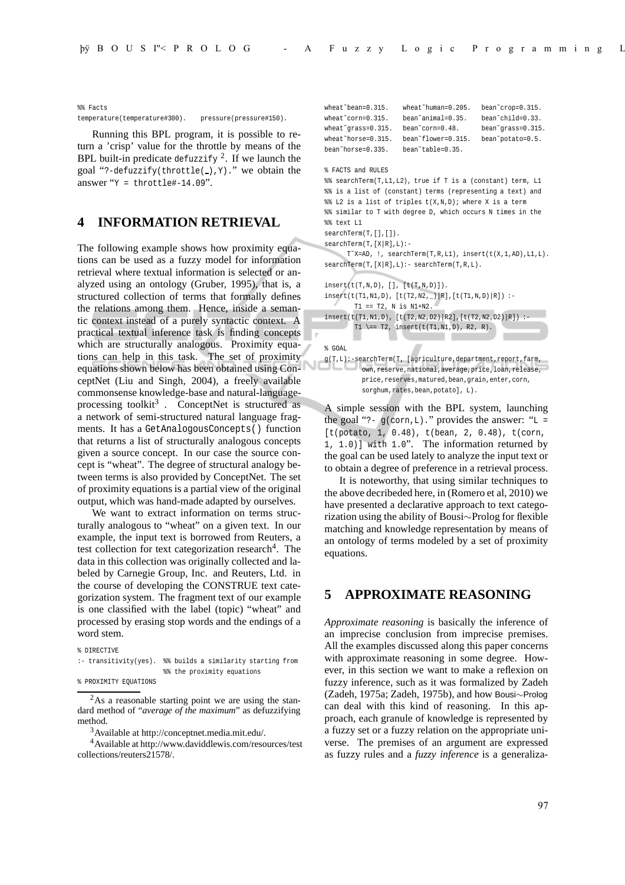```
%% Facts
temperature(temperature#300).    pressure(pressure#150).
```

Running this BPL program, it is possible to return a 'crisp' value for the throttle by means of the BPL built-in predicate `defuzzify` [2]. If we launch the goal "`?-defuzzify(throttle(_),Y).`" we obtain the answer "`Y = throttle#-14.09`".

## 4 INFORMATION RETRIEVAL

The following example shows how proximity equations can be used as a fuzzy model for information retrieval where textual information is selected or analyzed using an ontology (Gruber, 1995), that is, a structured collection of terms that formally defines the relations among them. Hence, inside a semantic context instead of a purely syntactic context. A practical textual inference task is finding concepts which are structurally analogous. Proximity equations can help in this task. The set of proximity equations shown below has been obtained using ConceptNet (Liu and Singh, 2004), a freely available commonsense knowledge-base and natural-language-processing toolkit[3]. ConceptNet is structured as a network of semi-structured natural language fragments. It has a `GetAnalogousConcepts()` function that returns a list of structurally analogous concepts given a source concept. In our case the source concept is "wheat". The degree of structural analogy between terms is also provided by ConceptNet. The set of proximity equations is a partial view of the original output, which was hand-made adapted by ourselves.

We want to extract information on terms structurally analogous to "wheat" on a given text. In our example, the input text is borrowed from Reuters, a test collection for text categorization research[4]. The data in this collection was originally collected and labeled by Carnegie Group, Inc. and Reuters, Ltd. in the course of developing the CONSTRUE text categorization system. The fragment text of our example is one classified with the label (topic) "wheat" and processed by erasing stop words and the endings of a word stem.

```
% DIRECTIVE
:- transitivity(yes).  %% builds a similarity starting from
                       %% the proximity equations
% PROXIMITY EQUATIONS
wheat~bean=0.315.    wheat~human=0.205.   bean~crop=0.315.
wheat~corn=0.315.    bean~animal=0.35.    bean~child=0.33.
wheat~grass=0.315.   bean~corn=0.48.      bean~grass=0.315.
wheat~horse=0.315.   bean~flower=0.315.   bean~potato=0.5.
bean~horse=0.335.    bean~table=0.35.

% FACTS and RULES
%% searchTerm(T,L1,L2), true if T is a (constant) term, L1
%% is a list of (constant) terms (representing a text) and
%% L2 is a list of triples t(X,N,D); where X is a term
%% similar to T with degree D, which occurs N times in the
%% text L1
searchTerm(T,[],[]).
searchTerm(T,[X|R],L):-
      T~X=AD, !, searchTerm(T,R,L1), insert(t(X,1,AD),L1,L).
searchTerm(T,[X|R],L):- searchTerm(T,R,L).

insert(t(T,N,D), [], [t(T,N,D)]).
insert(t(T1,N1,D), [t(T2,N2,_)|R],[t(T1,N,D)|R]) :-
      T1 == T2, N is N1+N2.
insert(t(T1,N1,D), [t(T2,N2,D2)|R2],[t(T2,N2,D2)|R]) :-
      T1 \== T2, insert(t(T1,N1,D), R2, R).

% GOAL
g(T,L):-searchTerm(T, [agriculture,department,report,farm,
         own,reserve,national,average,price,loan,release,
         price,reserves,matured,bean,grain,enter,corn,
         sorghum,rates,bean,potato], L).
```

A simple session with the BPL system, launching the goal "`?- g(corn,L).`" provides the answer: "`L = [t(potato, 1, 0.48), t(bean, 2, 0.48), t(corn, 1, 1.0)] with 1.0`". The information returned by the goal can be used lately to analyze the input text or to obtain a degree of preference in a retrieval process.

It is noteworthy, that using similar techniques to the above decribeded here, in (Romero et al, 2010) we have presented a declarative approach to text categorization using the ability of Bousi∼Prolog for flexible matching and knowledge representation by means of an ontology of terms modeled by a set of proximity equations.

## 5 APPROXIMATE REASONING

*Approximate reasoning* is basically the inference of an imprecise conclusion from imprecise premises. All the examples discussed along this paper concerns with approximate reasoning in some degree. However, in this section we want to make a reflexion on fuzzy inference, such as it was formalized by Zadeh (Zadeh, 1975a; Zadeh, 1975b), and how Bousi∼Prolog can deal with this kind of reasoning. In this approach, each granule of knowledge is represented by a fuzzy set or a fuzzy relation on the appropriate universe. The premises of an argument are expressed as fuzzy rules and a *fuzzy inference* is a generaliza-

---

[2] As a reasonable starting point we are using the standard method of "*average of the maximum*" as defuzzifying method.

[3] Available at http://conceptnet.media.mit.edu/.

[4] Available at http://www.daviddlewis.com/resources/testcollections/reuters21578/.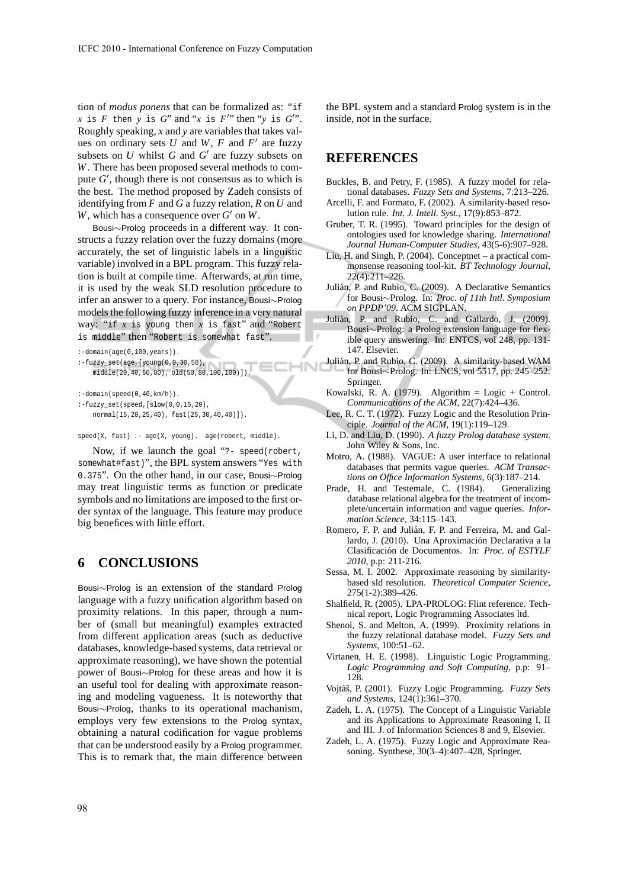tion of *modus ponens* that can be formalized as: "`if` $x$ `is` $F$ `then` $y$ `is` $G$" and "$x$ `is` $F'$" then "$y$ `is` $G'$". Roughly speaking, $x$ and $y$ are variables that takes values on ordinary sets $U$ and $W$, $F$ and $F'$ are fuzzy subsets on $U$ whilst $G$ and $G'$ are fuzzy subsets on $W$. There has been proposed several methods to compute $G'$, though there is not consensus as to which is the best. The method proposed by Zadeh consists of identifying from $F$ and $G$ a fuzzy relation, $R$ on $U$ and $W$, which has a consequence over $G'$ on $W$.

Bousi∼Prolog proceeds in a different way. It constructs a fuzzy relation over the fuzzy domains (more accurately, the set of linguistic labels in a linguistic variable) involved in a BPL program. This fuzzy relation is built at compile time. Afterwards, at run time, it is used by the weak SLD resolution procedure to infer an answer to a query. For instance, Bousi∼Prolog models the following fuzzy inference in a very natural way: "`if` $x$ `is young then` $x$ `is fast`" and "`Robert is middle`" then "`Robert is somewhat fast`".

```
:-domain(age(0,100,years)).
:-fuzzy_set(age,[young(0,0,30,50),
    middle(20,40,60,80), old(50,80,100,100)]).

:-domain(speed(0,40,km/h)).
:-fuzzy_set(speed,[slow(0,0,15,20),
    normal(15,20,25,40), fast(25,30,40,40)]).

speed(X, fast) :- age(X, young).  age(robert, middle).
```

Now, if we launch the goal "`?- speed(robert, somewhat#fast)`", the BPL system answers "`Yes with 0.375`". On the other hand, in our case, Bousi∼Prolog may treat linguistic terms as function or predicate symbols and no limitations are imposed to the first order syntax of the language. This feature may produce big benefices with little effort.

## 6 CONCLUSIONS

Bousi∼Prolog is an extension of the standard Prolog language with a fuzzy unification algorithm based on proximity relations. In this paper, through a number of (small but meaningful) examples extracted from different application areas (such as deductive databases, knowledge-based systems, data retrieval or approximate reasoning), we have shown the potential power of Bousi∼Prolog for these areas and how it is an useful tool for dealing with approximate reasoning and modeling vagueness. It is noteworthy that Bousi∼Prolog, thanks to its operational machanism, employs very few extensions to the Prolog syntax, obtaining a natural codification for vague problems that can be understood easily by a Prolog programmer. This is to remark that, the main difference between the BPL system and a standard Prolog system is in the inside, not in the surface.

## REFERENCES

Buckles, B. and Petry, F. (1985). A fuzzy model for relational databases. *Fuzzy Sets and Systems*, 7:213–226.

Arcelli, F. and Formato, F. (2002). A similarity-based resolution rule. *Int. J. Intell. Syst.*, 17(9):853–872.

Gruber, T. R. (1995). Toward principles for the design of ontologies used for knowledge sharing. *International Journal Human-Computer Studies*, 43(5-6):907–928.

Liu, H. and Singh, P. (2004). Conceptnet – a practical commonsense reasoning tool-kit. *BT Technology Journal*, 22(4):211–226.

Julián, P. and Rubio, C. (2009). A Declarative Semantics for Bousi∼Prolog. In: *Proc. of 11th Intl. Symposium on PPDP'09*. ACM SIGPLAN.

Julián, P. and Rubio, C. and Gallardo, J. (2009). Bousi∼Prolog: a Prolog extension language for flexible query answering. In: ENTCS, vol 248, pp. 131-147. Elsevier.

Julián, P. and Rubio, C. (2009). A similarity-based WAM for Bousi∼Prolog. In: LNCS, vol 5517, pp. 245–252. Springer.

Kowalski, R. A. (1979). Algorithm = Logic + Control. *Communications of the ACM*, 22(7):424–436.

Lee, R. C. T. (1972). Fuzzy Logic and the Resolution Principle. *Journal of the ACM*, 19(1):119–129.

Li, D. and Liu, D. (1990). *A fuzzy Prolog database system*. John Wiley & Sons, Inc.

Motro, A. (1988). VAGUE: A user interface to relational databases that permits vague queries. *ACM Transactions on Office Information Systems*, 6(3):187–214.

Prade, H. and Testemale, C. (1984). Generalizing database relational algebra for the treatment of incomplete/uncertain information and vague queries. *Information Science*, 34:115–143.

Romero, F. P. and Julián, F. P. and Ferreira, M. and Gallardo, J. (2010). Una Aproximación Declarativa a la Clasificación de Documentos. In: *Proc. of ESTYLF 2010*, p.p: 211-216.

Sessa, M. I. 2002. Approximate reasoning by similarity-based sld resolution. *Theoretical Computer Science*, 275(1-2):389–426.

Shalfield, R. (2005). LPA-PROLOG: Flint reference. Technical report, Logic Programming Associates ltd.

Shenoi, S. and Melton, A. (1999). Proximity relations in the fuzzy relational database model. *Fuzzy Sets and Systems*, 100:51–62.

Virtanen, H. E. (1998). Linguistic Logic Programming. *Logic Programming and Soft Computing*, p.p: 91–128.

Vojtáš, P. (2001). Fuzzy Logic Programming. *Fuzzy Sets and Systems*, 124(1):361–370.

Zadeh, L. A. (1975). The Concept of a Linguistic Variable and its Applications to Approximate Reasoning I, II and III. J. of Information Sciences 8 and 9, Elsevier.

Zadeh, L. A. (1975). Fuzzy Logic and Approximate Reasoning. Synthese, 30(3–4):407–428, Springer.